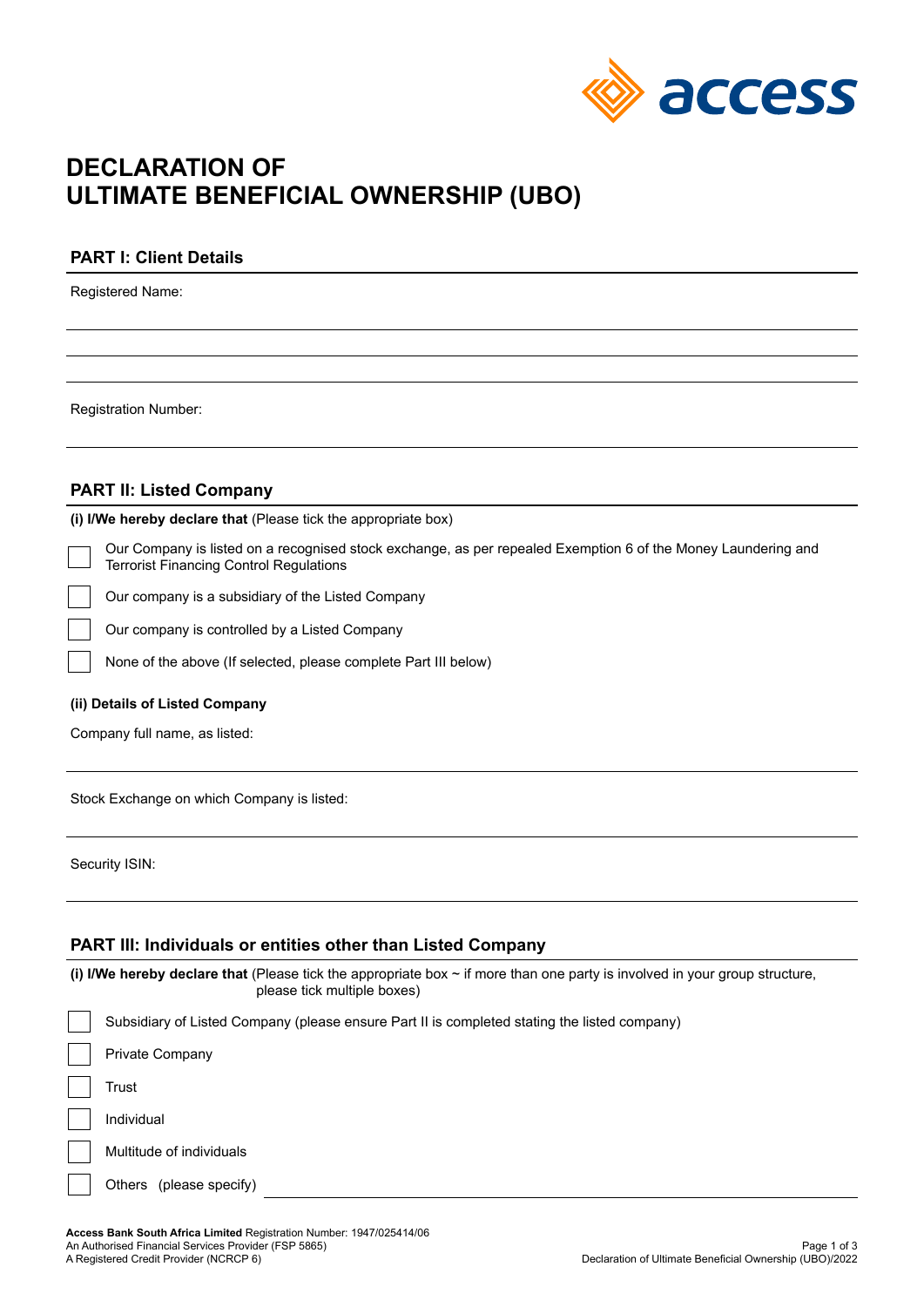# DECLARATION OF ULTIMATE BENEFICIAL OWNERSHIP (UBO)

## PART I: Client Details

Registered Name:

Registration Number:

## PART II: Listed Company

**(i) I/We hereby declare that** (Please tick the appropriate box)

- [ ] Our Company is listed on a recognised stock exchange, as per repealed Exemption 6 of the Money Laundering and Terrorist Financing Control Regulations
- [ ] Our company is a subsidiary of the Listed Company
- [ ] Our company is controlled by a Listed Company
- [ ] None of the above (If selected, please complete Part III below)

**(ii) Details of Listed Company**

Company full name, as listed:

Stock Exchange on which Company is listed:

Security ISIN:

## PART III: Individuals or entities other than Listed Company

**(i) I/We hereby declare that** (Please tick the appropriate box ~ if more than one party is involved in your group structure, please tick multiple boxes)

- [ ] Subsidiary of Listed Company (please ensure Part II is completed stating the listed company)
- [ ] Private Company
- [ ] Trust
- [ ] Individual
- [ ] Multitude of individuals
- [ ] Others (please specify)

**Access Bank South Africa Limited** Registration Number: 1947/025414/06
An Authorised Financial Services Provider (FSP 5865)
A Registered Credit Provider (NCRCP 6)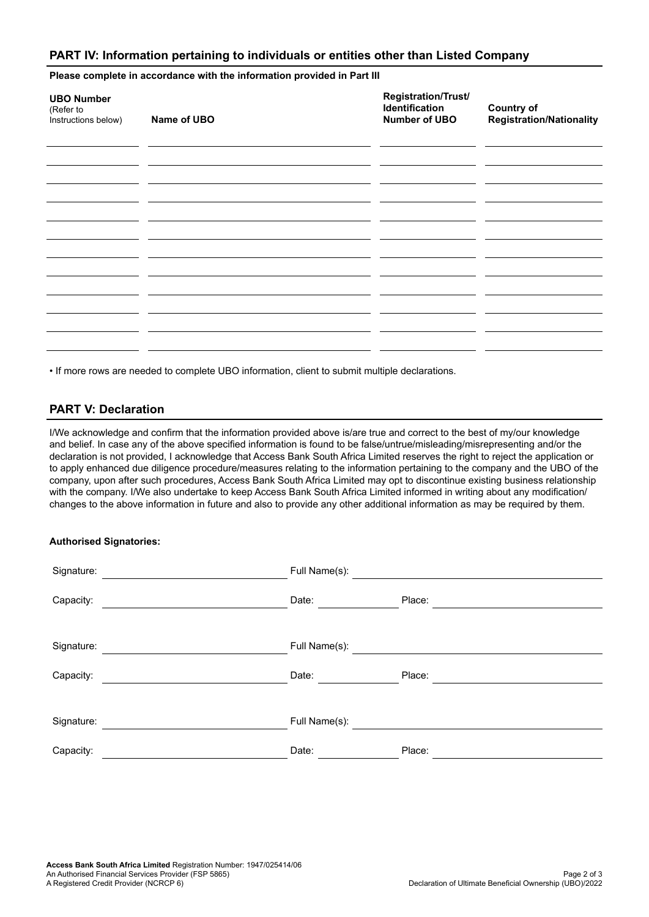## PART IV: Information pertaining to individuals or entities other than Listed Company

**Please complete in accordance with the information provided in Part III**

| **UBO Number** (Refer to Instructions below) | **Name of UBO** | **Registration/Trust/ Identification Number of UBO** | **Country of Registration/Nationality** |
|---|---|---|---|
| | | | |
| | | | |
| | | | |
| | | | |
| | | | |
| | | | |
| | | | |
| | | | |
| | | | |
| | | | |
| | | | |
| | | | |

• If more rows are needed to complete UBO information, client to submit multiple declarations.

## PART V: Declaration

I/We acknowledge and confirm that the information provided above is/are true and correct to the best of my/our knowledge and belief. In case any of the above specified information is found to be false/untrue/misleading/misrepresenting and/or the declaration is not provided, I acknowledge that Access Bank South Africa Limited reserves the right to reject the application or to apply enhanced due diligence procedure/measures relating to the information pertaining to the company and the UBO of the company, upon after such procedures, Access Bank South Africa Limited may opt to discontinue existing business relationship with the company. I/We also undertake to keep Access Bank South Africa Limited informed in writing about any modification/ changes to the above information in future and also to provide any other additional information as may be required by them.

**Authorised Signatories:**

Signature: ______________________ Full Name(s): ______________________

Capacity: ______________________ Date: __________ Place: ______________________

Signature: ______________________ Full Name(s): ______________________

Capacity: ______________________ Date: __________ Place: ______________________

Signature: ______________________ Full Name(s): ______________________

Capacity: ______________________ Date: __________ Place: ______________________

**Access Bank South Africa Limited** Registration Number: 1947/025414/06
An Authorised Financial Services Provider (FSP 5865)
A Registered Credit Provider (NCRCP 6)

Declaration of Ultimate Beneficial Ownership (UBO)/2022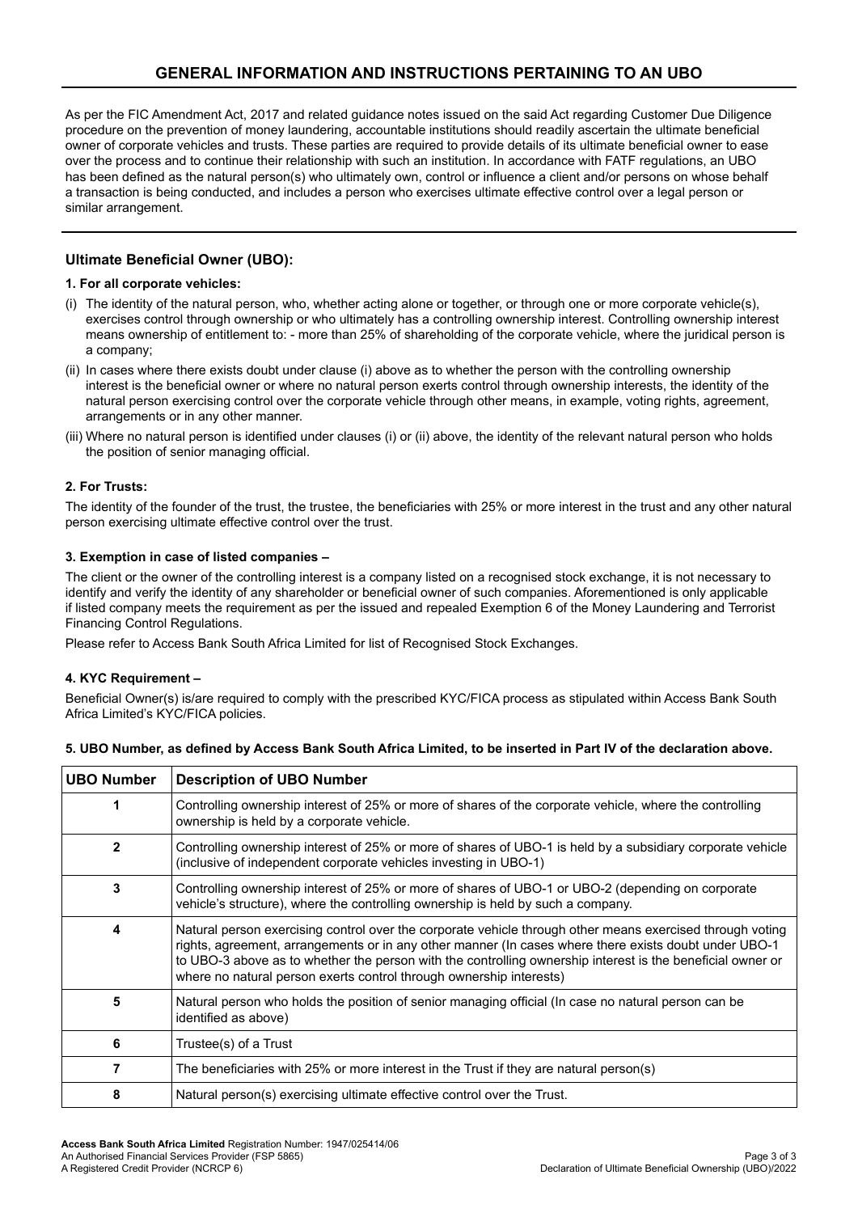# GENERAL INFORMATION AND INSTRUCTIONS PERTAINING TO AN UBO

As per the FIC Amendment Act, 2017 and related guidance notes issued on the said Act regarding Customer Due Diligence procedure on the prevention of money laundering, accountable institutions should readily ascertain the ultimate beneficial owner of corporate vehicles and trusts. These parties are required to provide details of its ultimate beneficial owner to ease over the process and to continue their relationship with such an institution. In accordance with FATF regulations, an UBO has been defined as the natural person(s) who ultimately own, control or influence a client and/or persons on whose behalf a transaction is being conducted, and includes a person who exercises ultimate effective control over a legal person or similar arrangement.

## Ultimate Beneficial Owner (UBO):

### 1. For all corporate vehicles:

(i) The identity of the natural person, who, whether acting alone or together, or through one or more corporate vehicle(s), exercises control through ownership or who ultimately has a controlling ownership interest. Controlling ownership interest means ownership of entitlement to: - more than 25% of shareholding of the corporate vehicle, where the juridical person is a company;

(ii) In cases where there exists doubt under clause (i) above as to whether the person with the controlling ownership interest is the beneficial owner or where no natural person exerts control through ownership interests, the identity of the natural person exercising control over the corporate vehicle through other means, in example, voting rights, agreement, arrangements or in any other manner.

(iii) Where no natural person is identified under clauses (i) or (ii) above, the identity of the relevant natural person who holds the position of senior managing official.

### 2. For Trusts:

The identity of the founder of the trust, the trustee, the beneficiaries with 25% or more interest in the trust and any other natural person exercising ultimate effective control over the trust.

### 3. Exemption in case of listed companies –

The client or the owner of the controlling interest is a company listed on a recognised stock exchange, it is not necessary to identify and verify the identity of any shareholder or beneficial owner of such companies. Aforementioned is only applicable if listed company meets the requirement as per the issued and repealed Exemption 6 of the Money Laundering and Terrorist Financing Control Regulations.

Please refer to Access Bank South Africa Limited for list of Recognised Stock Exchanges.

### 4. KYC Requirement –

Beneficial Owner(s) is/are required to comply with the prescribed KYC/FICA process as stipulated within Access Bank South Africa Limited's KYC/FICA policies.

### 5. UBO Number, as defined by Access Bank South Africa Limited, to be inserted in Part IV of the declaration above.

| UBO Number | Description of UBO Number |
|---|---|
| 1 | Controlling ownership interest of 25% or more of shares of the corporate vehicle, where the controlling ownership is held by a corporate vehicle. |
| 2 | Controlling ownership interest of 25% or more of shares of UBO-1 is held by a subsidiary corporate vehicle (inclusive of independent corporate vehicles investing in UBO-1) |
| 3 | Controlling ownership interest of 25% or more of shares of UBO-1 or UBO-2 (depending on corporate vehicle's structure), where the controlling ownership is held by such a company. |
| 4 | Natural person exercising control over the corporate vehicle through other means exercised through voting rights, agreement, arrangements or in any other manner (In cases where there exists doubt under UBO-1 to UBO-3 above as to whether the person with the controlling ownership interest is the beneficial owner or where no natural person exerts control through ownership interests) |
| 5 | Natural person who holds the position of senior managing official (In case no natural person can be identified as above) |
| 6 | Trustee(s) of a Trust |
| 7 | The beneficiaries with 25% or more interest in the Trust if they are natural person(s) |
| 8 | Natural person(s) exercising ultimate effective control over the Trust. |

**Access Bank South Africa Limited** Registration Number: 1947/025414/06
An Authorised Financial Services Provider (FSP 5865)
A Registered Credit Provider (NCRCP 6)

Declaration of Ultimate Beneficial Ownership (UBO)/2022